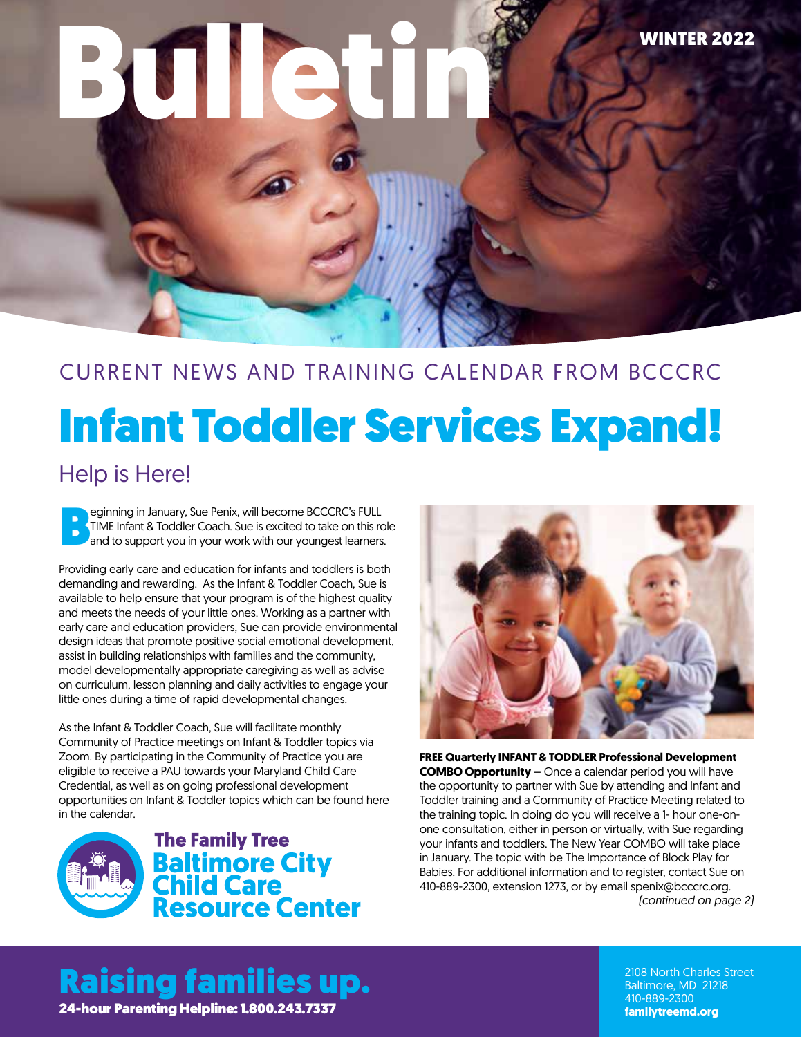# Bulletin

WINTER 2022

CURRENT NEWS AND TRAINING CALENDAR FROM BCCCRC

# Infant Toddler Services Expand!

## Help is Here!

Beginning in January, Sue Penix, will become BCCCRC's FULL TIME Infant & Toddler Coach. Sue is excited to take on this role and to support you in your work with our youngest learners.

Providing early care and education for infants and toddlers is both demanding and rewarding. As the Infant & Toddler Coach, Sue is available to help ensure that your program is of the highest quality and meets the needs of your little ones. Working as a partner with early care and education providers, Sue can provide environmental design ideas that promote positive social emotional development, assist in building relationships with families and the community, model developmentally appropriate caregiving as well as advise on curriculum, lesson planning and daily activities to engage your little ones during a time of rapid developmental changes.

As the Infant & Toddler Coach, Sue will facilitate monthly Community of Practice meetings on Infant & Toddler topics via Zoom. By participating in the Community of Practice you are eligible to receive a PAU towards your Maryland Child Care Credential, as well as on going professional development opportunities on Infant & Toddler topics which can be found here in the calendar.

**The Family Tree**
**Baltimore City Child Care Resource Center**

**FREE Quarterly INFANT & TODDLER Professional Development COMBO Opportunity –** Once a calendar period you will have the opportunity to partner with Sue by attending and Infant and Toddler training and a Community of Practice Meeting related to the training topic. In doing do you will receive a 1- hour one-on-one consultation, either in person or virtually, with Sue regarding your infants and toddlers. The New Year COMBO will take place in January. The topic with be The Importance of Block Play for Babies. For additional information and to register, contact Sue on 410-889-2300, extension 1273, or by email spenix@bcccrc.org.

*(continued on page 2)*

**Raising families up.**

**24-hour Parenting Helpline: 1.800.243.7337**

2108 North Charles Street
Baltimore, MD 21218
410-889-2300
**familytreemd.org**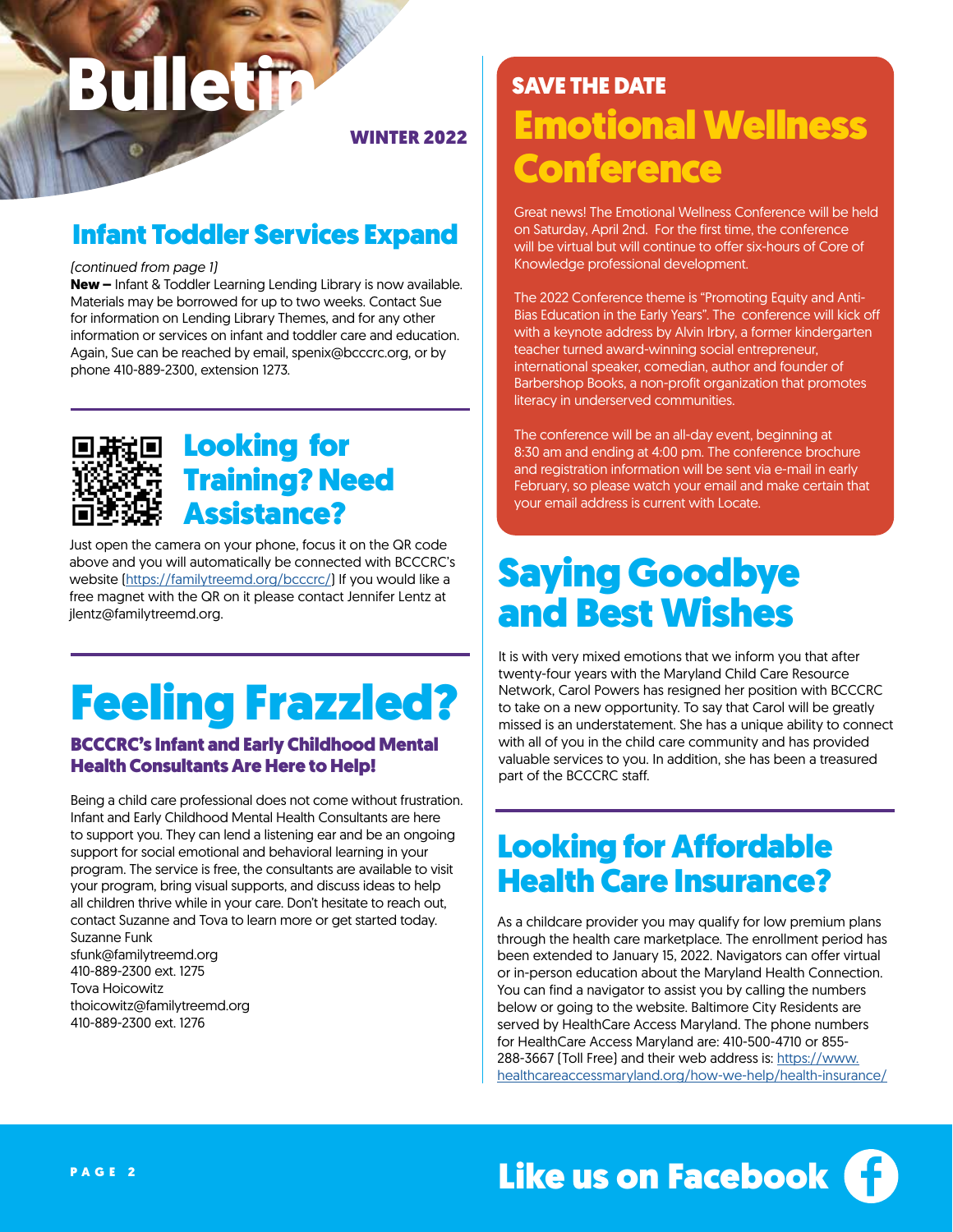# Bulletin

**WINTER 2022**

## Infant Toddler Services Expand

*(continued from page 1)*

**New –** Infant & Toddler Learning Lending Library is now available. Materials may be borrowed for up to two weeks. Contact Sue for information on Lending Library Themes, and for any other information or services on infant and toddler care and education. Again, Sue can be reached by email, spenix@bcccrc.org, or by phone 410-889-2300, extension 1273.

## Looking for Training? Need Assistance?

Just open the camera on your phone, focus it on the QR code above and you will automatically be connected with BCCCRC's website (https://familytreemd.org/bcccrc/) If you would like a free magnet with the QR on it please contact Jennifer Lentz at jlentz@familytreemd.org.

## Feeling Frazzled?

### BCCCRC's Infant and Early Childhood Mental Health Consultants Are Here to Help!

Being a child care professional does not come without frustration. Infant and Early Childhood Mental Health Consultants are here to support you. They can lend a listening ear and be an ongoing support for social emotional and behavioral learning in your program. The service is free, the consultants are available to visit your program, bring visual supports, and discuss ideas to help all children thrive while in your care. Don't hesitate to reach out, contact Suzanne and Tova to learn more or get started today.

Suzanne Funk
sfunk@familytreemd.org
410-889-2300 ext. 1275

Tova Hoicowitz
thoicowitz@familytreemd.org
410-889-2300 ext. 1276

## SAVE THE DATE

## Emotional Wellness Conference

Great news! The Emotional Wellness Conference will be held on Saturday, April 2nd. For the first time, the conference will be virtual but will continue to offer six-hours of Core of Knowledge professional development.

The 2022 Conference theme is "Promoting Equity and Anti-Bias Education in the Early Years". The conference will kick off with a keynote address by Alvin Irbry, a former kindergarten teacher turned award-winning social entrepreneur, international speaker, comedian, author and founder of Barbershop Books, a non-profit organization that promotes literacy in underserved communities.

The conference will be an all-day event, beginning at 8:30 am and ending at 4:00 pm. The conference brochure and registration information will be sent via e-mail in early February, so please watch your email and make certain that your email address is current with Locate.

## Saying Goodbye and Best Wishes

It is with very mixed emotions that we inform you that after twenty-four years with the Maryland Child Care Resource Network, Carol Powers has resigned her position with BCCCRC to take on a new opportunity. To say that Carol will be greatly missed is an understatement. She has a unique ability to connect with all of you in the child care community and has provided valuable services to you. In addition, she has been a treasured part of the BCCCRC staff.

## Looking for Affordable Health Care Insurance?

As a childcare provider you may qualify for low premium plans through the health care marketplace. The enrollment period has been extended to January 15, 2022. Navigators can offer virtual or in-person education about the Maryland Health Connection. You can find a navigator to assist you by calling the numbers below or going to the website. Baltimore City Residents are served by HealthCare Access Maryland. The phone numbers for HealthCare Access Maryland are: 410-500-4710 or 855-288-3667 (Toll Free) and their web address is: https://www.healthcareaccessmaryland.org/how-we-help/health-insurance/

**Like us on Facebook**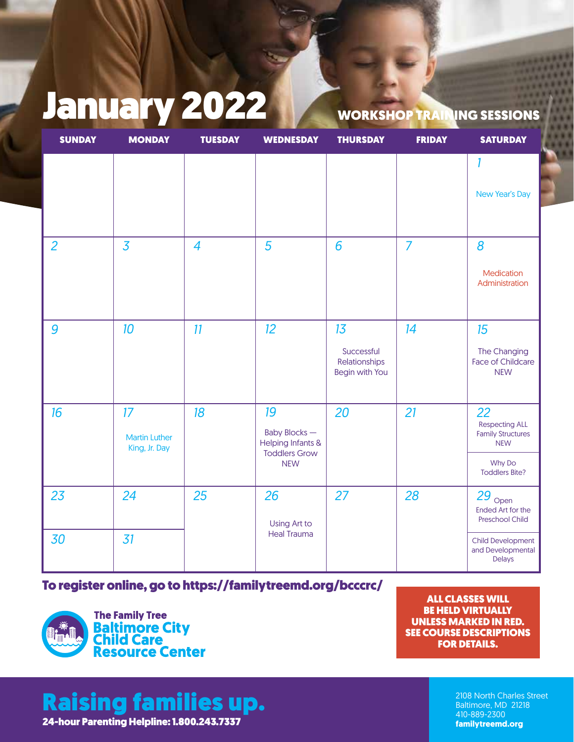# January 2022

## WORKSHOP TRAINING SESSIONS

| SUNDAY | MONDAY | TUESDAY | WEDNESDAY | THURSDAY | FRIDAY | SATURDAY |
|---|---|---|---|---|---|---|
| | | | | | | 1 New Year's Day |
| 2 | 3 | 4 | 5 | 6 | 7 | 8 Medication Administration |
| 9 | 10 | 11 | 12 | 13 Successful Relationships Begin with You | 14 | 15 The Changing Face of Childcare NEW |
| 16 | 17 Martin Luther King, Jr. Day | 18 | 19 Baby Blocks — Helping Infants & Toddlers Grow NEW | 20 | 21 | 22 Respecting ALL Family Structures NEW; Why Do Toddlers Bite? |
| 23 | 24 | 25 | 26 Using Art to Heal Trauma | 27 | 28 | 29 Open Ended Art for the Preschool Child; Child Development and Developmental Delays |
| 30 | 31 | | | | | |

**To register online, go to https://familytreemd.org/bcccrc/**

The Family Tree
Baltimore City Child Care Resource Center

**ALL CLASSES WILL BE HELD VIRTUALLY UNLESS MARKED IN RED. SEE COURSE DESCRIPTIONS FOR DETAILS.**

**Raising families up.**

**24-hour Parenting Helpline: 1.800.243.7337**

2108 North Charles Street
Baltimore, MD 21218
410-889-2300
**familytreemd.org**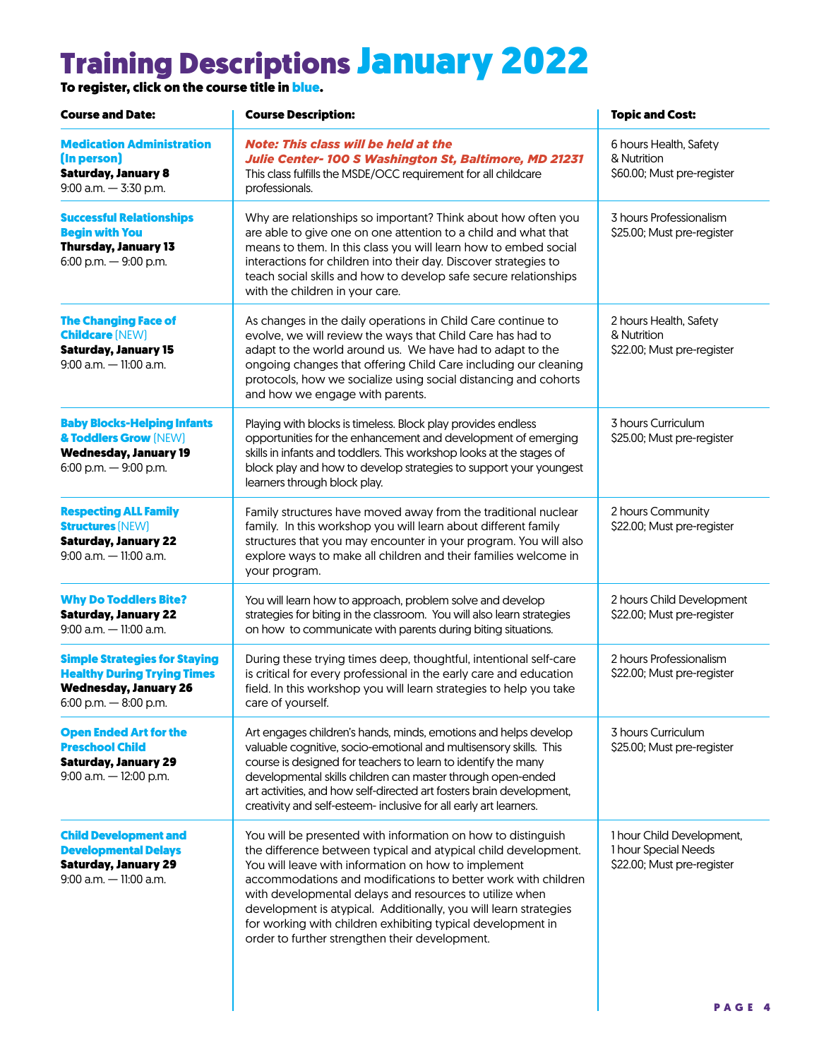# Training Descriptions January 2022

**To register, click on the course title in blue.**

| Course and Date: | Course Description: | Topic and Cost: |
|---|---|---|
| **Medication Administration (In person)**<br>**Saturday, January 8**<br>9:00 a.m. — 3:30 p.m. | ***Note: This class will be held at the Julie Center- 100 S Washington St, Baltimore, MD 21231***<br>This class fulfills the MSDE/OCC requirement for all childcare professionals. | 6 hours Health, Safety & Nutrition<br>$60.00; Must pre-register |
| **Successful Relationships Begin with You**<br>**Thursday, January 13**<br>6:00 p.m. — 9:00 p.m. | Why are relationships so important? Think about how often you are able to give one on one attention to a child and what that means to them. In this class you will learn how to embed social interactions for children into their day. Discover strategies to teach social skills and how to develop safe secure relationships with the children in your care. | 3 hours Professionalism<br>$25.00; Must pre-register |
| **The Changing Face of Childcare** (NEW)<br>**Saturday, January 15**<br>9:00 a.m. — 11:00 a.m. | As changes in the daily operations in Child Care continue to evolve, we will review the ways that Child Care has had to adapt to the world around us. We have had to adapt to the ongoing changes that offering Child Care including our cleaning protocols, how we socialize using social distancing and cohorts and how we engage with parents. | 2 hours Health, Safety & Nutrition<br>$22.00; Must pre-register |
| **Baby Blocks-Helping Infants & Toddlers Grow** (NEW)<br>**Wednesday, January 19**<br>6:00 p.m. — 9:00 p.m. | Playing with blocks is timeless. Block play provides endless opportunities for the enhancement and development of emerging skills in infants and toddlers. This workshop looks at the stages of block play and how to develop strategies to support your youngest learners through block play. | 3 hours Curriculum<br>$25.00; Must pre-register |
| **Respecting ALL Family Structures** (NEW)<br>**Saturday, January 22**<br>9:00 a.m. — 11:00 a.m. | Family structures have moved away from the traditional nuclear family. In this workshop you will learn about different family structures that you may encounter in your program. You will also explore ways to make all children and their families welcome in your program. | 2 hours Community<br>$22.00; Must pre-register |
| **Why Do Toddlers Bite?**<br>**Saturday, January 22**<br>9:00 a.m. — 11:00 a.m. | You will learn how to approach, problem solve and develop strategies for biting in the classroom. You will also learn strategies on how to communicate with parents during biting situations. | 2 hours Child Development<br>$22.00; Must pre-register |
| **Simple Strategies for Staying Healthy During Trying Times**<br>**Wednesday, January 26**<br>6:00 p.m. — 8:00 p.m. | During these trying times deep, thoughtful, intentional self-care is critical for every professional in the early care and education field. In this workshop you will learn strategies to help you take care of yourself. | 2 hours Professionalism<br>$22.00; Must pre-register |
| **Open Ended Art for the Preschool Child**<br>**Saturday, January 29**<br>9:00 a.m. — 12:00 p.m. | Art engages children's hands, minds, emotions and helps develop valuable cognitive, socio-emotional and multisensory skills. This course is designed for teachers to learn to identify the many developmental skills children can master through open-ended art activities, and how self-directed art fosters brain development, creativity and self-esteem- inclusive for all early art learners. | 3 hours Curriculum<br>$25.00; Must pre-register |
| **Child Development and Developmental Delays**<br>**Saturday, January 29**<br>9:00 a.m. — 11:00 a.m. | You will be presented with information on how to distinguish the difference between typical and atypical child development. You will leave with information on how to implement accommodations and modifications to better work with children with developmental delays and resources to utilize when development is atypical. Additionally, you will learn strategies for working with children exhibiting typical development in order to further strengthen their development. | 1 hour Child Development,<br>1 hour Special Needs<br>$22.00; Must pre-register |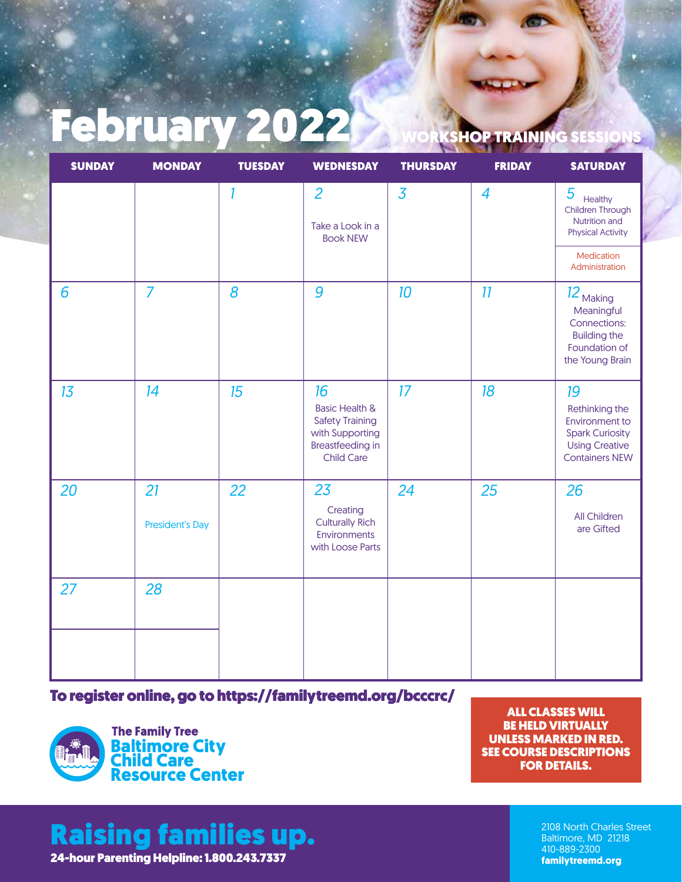# February 2022

## WORKSHOP TRAINING SESSIONS

| SUNDAY | MONDAY | TUESDAY | WEDNESDAY | THURSDAY | FRIDAY | SATURDAY |
|---|---|---|---|---|---|---|
| | | 1 | 2 Take a Look in a Book NEW | 3 | 4 | 5 Healthy Children Through Nutrition and Physical Activity; Medication Administration |
| 6 | 7 | 8 | 9 | 10 | 11 | 12 Making Meaningful Connections: Building the Foundation of the Young Brain |
| 13 | 14 | 15 | 16 Basic Health & Safety Training with Supporting Breastfeeding in Child Care | 17 | 18 | 19 Rethinking the Environment to Spark Curiosity Using Creative Containers NEW |
| 20 | 21 President's Day | 22 | 23 Creating Culturally Rich Environments with Loose Parts | 24 | 25 | 26 All Children are Gifted |
| 27 | 28 | | | | | |

**To register online, go to https://familytreemd.org/bcccrc/**

**ALL CLASSES WILL BE HELD VIRTUALLY UNLESS MARKED IN RED. SEE COURSE DESCRIPTIONS FOR DETAILS.**

The Family Tree
Baltimore City Child Care Resource Center

**Raising families up.**

**24-hour Parenting Helpline: 1.800.243.7337**

2108 North Charles Street
Baltimore, MD 21218
410-889-2300
**familytreemd.org**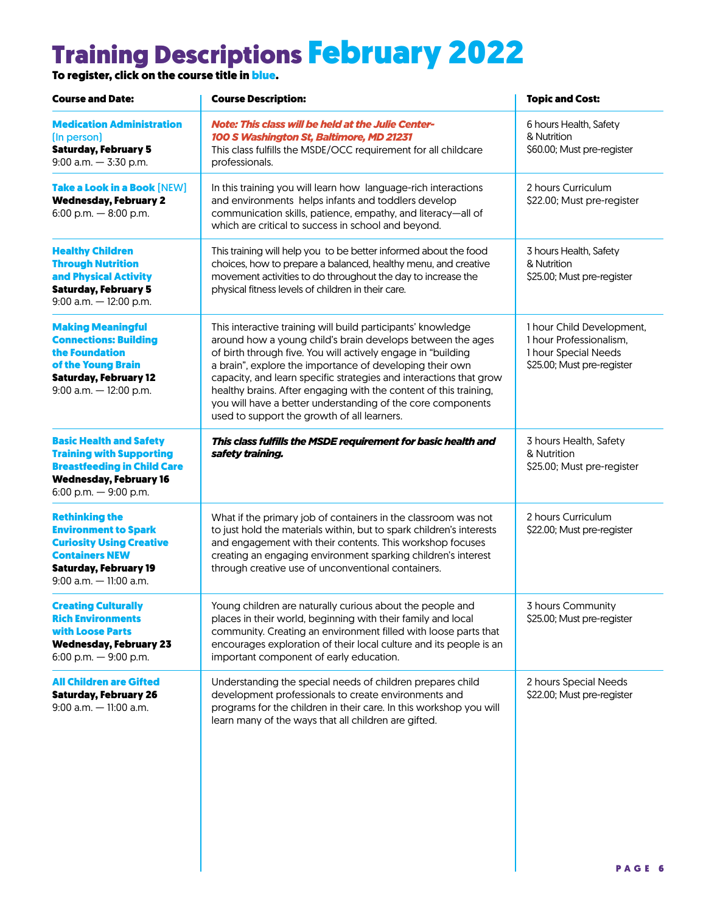# Training Descriptions February 2022

**To register, click on the course title in blue.**

| Course and Date: | Course Description: | Topic and Cost: |
|---|---|---|
| **Medication Administration** (In person) **Saturday, February 5** 9:00 a.m. — 3:30 p.m. | ***Note: This class will be held at the Julie Center- 100 S Washington St, Baltimore, MD 21231*** This class fulfills the MSDE/OCC requirement for all childcare professionals. | 6 hours Health, Safety & Nutrition $60.00; Must pre-register |
| **Take a Look in a Book** [NEW] **Wednesday, February 2** 6:00 p.m. — 8:00 p.m. | In this training you will learn how language-rich interactions and environments helps infants and toddlers develop communication skills, patience, empathy, and literacy—all of which are critical to success in school and beyond. | 2 hours Curriculum $22.00; Must pre-register |
| **Healthy Children Through Nutrition and Physical Activity** **Saturday, February 5** 9:00 a.m. — 12:00 p.m. | This training will help you to be better informed about the food choices, how to prepare a balanced, healthy menu, and creative movement activities to do throughout the day to increase the physical fitness levels of children in their care. | 3 hours Health, Safety & Nutrition $25.00; Must pre-register |
| **Making Meaningful Connections: Building the Foundation of the Young Brain** **Saturday, February 12** 9:00 a.m. — 12:00 p.m. | This interactive training will build participants' knowledge around how a young child's brain develops between the ages of birth through five. You will actively engage in "building a brain", explore the importance of developing their own capacity, and learn specific strategies and interactions that grow healthy brains. After engaging with the content of this training, you will have a better understanding of the core components used to support the growth of all learners. | 1 hour Child Development, 1 hour Professionalism, 1 hour Special Needs $25.00; Must pre-register |
| **Basic Health and Safety Training with Supporting Breastfeeding in Child Care** **Wednesday, February 16** 6:00 p.m. — 9:00 p.m. | ***This class fulfills the MSDE requirement for basic health and safety training.*** | 3 hours Health, Safety & Nutrition $25.00; Must pre-register |
| **Rethinking the Environment to Spark Curiosity Using Creative Containers NEW** **Saturday, February 19** 9:00 a.m. — 11:00 a.m. | What if the primary job of containers in the classroom was not to just hold the materials within, but to spark children's interests and engagement with their contents. This workshop focuses creating an engaging environment sparking children's interest through creative use of unconventional containers. | 2 hours Curriculum $22.00; Must pre-register |
| **Creating Culturally Rich Environments with Loose Parts** **Wednesday, February 23** 6:00 p.m. — 9:00 p.m. | Young children are naturally curious about the people and places in their world, beginning with their family and local community. Creating an environment filled with loose parts that encourages exploration of their local culture and its people is an important component of early education. | 3 hours Community $25.00; Must pre-register |
| **All Children are Gifted** **Saturday, February 26** 9:00 a.m. — 11:00 a.m. | Understanding the special needs of children prepares child development professionals to create environments and programs for the children in their care. In this workshop you will learn many of the ways that all children are gifted. | 2 hours Special Needs $22.00; Must pre-register |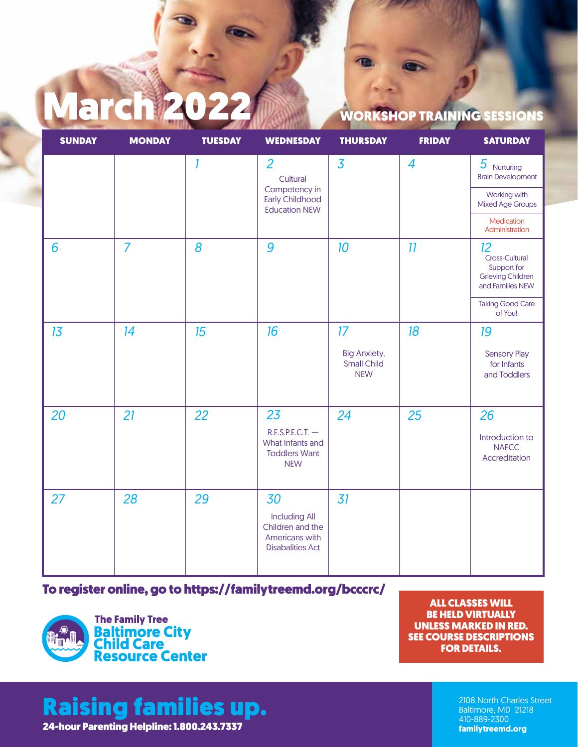# March 2022

## WORKSHOP TRAINING SESSIONS

| SUNDAY | MONDAY | TUESDAY | WEDNESDAY | THURSDAY | FRIDAY | SATURDAY |
|---|---|---|---|---|---|---|
| | | 1 | 2 Cultural Competency in Early Childhood Education NEW | 3 | 4 | 5 Nurturing Brain Development; Working with Mixed Age Groups; Medication Administration |
| 6 | 7 | 8 | 9 | 10 | 11 | 12 Cross-Cultural Support for Grieving Children and Families NEW; Taking Good Care of You! |
| 13 | 14 | 15 | 16 | 17 Big Anxiety, Small Child NEW | 18 | 19 Sensory Play for Infants and Toddlers |
| 20 | 21 | 22 | 23 R.E.S.P.E.C.T. — What Infants and Toddlers Want NEW | 24 | 25 | 26 Introduction to NAFCC Accreditation |
| 27 | 28 | 29 | 30 Including All Children and the Americans with Disabalities Act | 31 | | |

**To register online, go to https://familytreemd.org/bcccrc/**

**ALL CLASSES WILL BE HELD VIRTUALLY UNLESS MARKED IN RED. SEE COURSE DESCRIPTIONS FOR DETAILS.**

The Family Tree
Baltimore City Child Care Resource Center

**Raising families up.**

**24-hour Parenting Helpline: 1.800.243.7337**

2108 North Charles Street
Baltimore, MD 21218
410-889-2300
**familytreemd.org**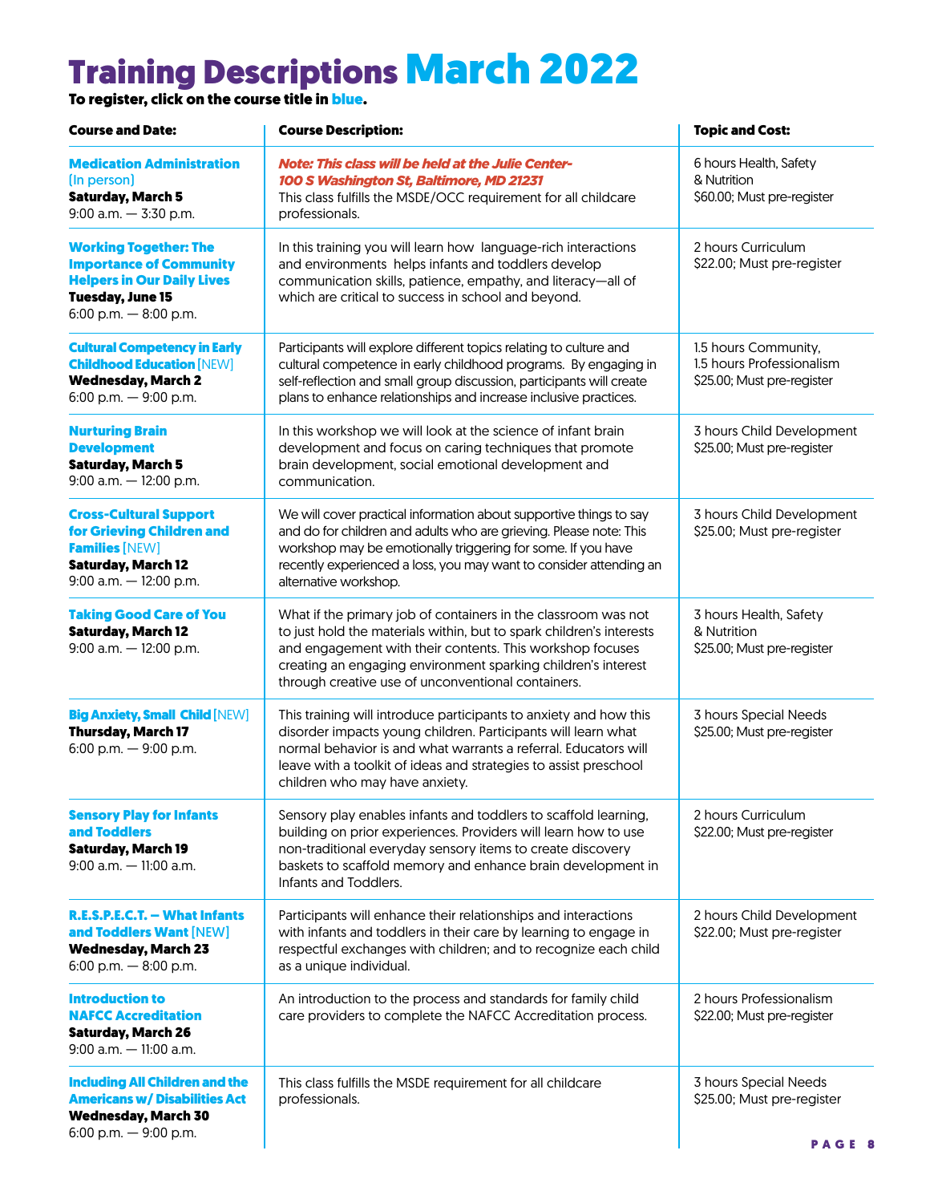# Training Descriptions March 2022

**To register, click on the course title in blue.**

| Course and Date: | Course Description: | Topic and Cost: |
|---|---|---|
| **Medication Administration** (In person)<br>**Saturday, March 5**<br>9:00 a.m. — 3:30 p.m. | ***Note: This class will be held at the Julie Center-100 S Washington St, Baltimore, MD 21231***<br>This class fulfills the MSDE/OCC requirement for all childcare professionals. | 6 hours Health, Safety & Nutrition<br>$60.00; Must pre-register |
| **Working Together: The Importance of Community Helpers in Our Daily Lives**<br>**Tuesday, June 15**<br>6:00 p.m. — 8:00 p.m. | In this training you will learn how language-rich interactions and environments helps infants and toddlers develop communication skills, patience, empathy, and literacy—all of which are critical to success in school and beyond. | 2 hours Curriculum<br>$22.00; Must pre-register |
| **Cultural Competency in Early Childhood Education** [NEW]<br>**Wednesday, March 2**<br>6:00 p.m. — 9:00 p.m. | Participants will explore different topics relating to culture and cultural competence in early childhood programs. By engaging in self-reflection and small group discussion, participants will create plans to enhance relationships and increase inclusive practices. | 1.5 hours Community,<br>1.5 hours Professionalism<br>$25.00; Must pre-register |
| **Nurturing Brain Development**<br>**Saturday, March 5**<br>9:00 a.m. — 12:00 p.m. | In this workshop we will look at the science of infant brain development and focus on caring techniques that promote brain development, social emotional development and communication. | 3 hours Child Development<br>$25.00; Must pre-register |
| **Cross-Cultural Support for Grieving Children and Families** [NEW]<br>**Saturday, March 12**<br>9:00 a.m. — 12:00 p.m. | We will cover practical information about supportive things to say and do for children and adults who are grieving. Please note: This workshop may be emotionally triggering for some. If you have recently experienced a loss, you may want to consider attending an alternative workshop. | 3 hours Child Development<br>$25.00; Must pre-register |
| **Taking Good Care of You**<br>**Saturday, March 12**<br>9:00 a.m. — 12:00 p.m. | What if the primary job of containers in the classroom was not to just hold the materials within, but to spark children's interests and engagement with their contents. This workshop focuses creating an engaging environment sparking children's interest through creative use of unconventional containers. | 3 hours Health, Safety & Nutrition<br>$25.00; Must pre-register |
| **Big Anxiety, Small Child** [NEW]<br>**Thursday, March 17**<br>6:00 p.m. — 9:00 p.m. | This training will introduce participants to anxiety and how this disorder impacts young children. Participants will learn what normal behavior is and what warrants a referral. Educators will leave with a toolkit of ideas and strategies to assist preschool children who may have anxiety. | 3 hours Special Needs<br>$25.00; Must pre-register |
| **Sensory Play for Infants and Toddlers**<br>**Saturday, March 19**<br>9:00 a.m. — 11:00 a.m. | Sensory play enables infants and toddlers to scaffold learning, building on prior experiences. Providers will learn how to use non-traditional everyday sensory items to create discovery baskets to scaffold memory and enhance brain development in Infants and Toddlers. | 2 hours Curriculum<br>$22.00; Must pre-register |
| **R.E.S.P.E.C.T. – What Infants and Toddlers Want** [NEW]<br>**Wednesday, March 23**<br>6:00 p.m. — 8:00 p.m. | Participants will enhance their relationships and interactions with infants and toddlers in their care by learning to engage in respectful exchanges with children; and to recognize each child as a unique individual. | 2 hours Child Development<br>$22.00; Must pre-register |
| **Introduction to NAFCC Accreditation**<br>**Saturday, March 26**<br>9:00 a.m. — 11:00 a.m. | An introduction to the process and standards for family child care providers to complete the NAFCC Accreditation process. | 2 hours Professionalism<br>$22.00; Must pre-register |
| **Including All Children and the Americans w/ Disabilities Act**<br>**Wednesday, March 30**<br>6:00 p.m. — 9:00 p.m. | This class fulfills the MSDE requirement for all childcare professionals. | 3 hours Special Needs<br>$25.00; Must pre-register |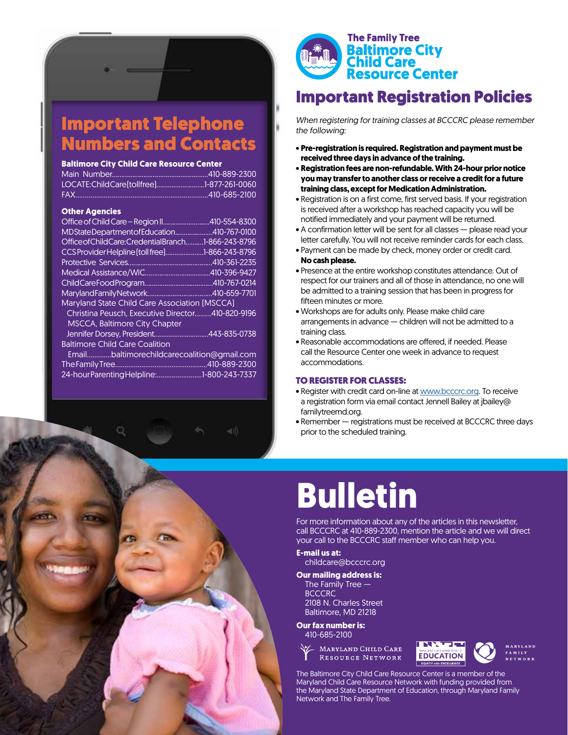## Important Telephone Numbers and Contacts

**Baltimore City Child Care Resource Center**

Main Number....................................................410-889-2300
LOCATE:ChildCare(tollfree)..........................1-877-261-0060
FAX.......................................................................410-685-2100

**Other Agencies**

Office of Child Care – Region II..........................410-554-8300
MDStateDepartmentofEducation....................410-767-0100
OfficeofChildCare:CredentialBranch..........1-866-243-8796
CCSProviderHelpline(toll free)....................1-866-243-8796
Protective Services..............................................410-361-2235
Medical Assistance/WIC...................................410-396-9427
ChildCareFoodProgram....................................410-767-0214
MarylandFamilyNetwork...................................410-659-7701
Maryland State Child Care Association (MSCCA)
Christina Peusch, Executive Director.........410-820-9196
MSCCA, Baltimore City Chapter
Jennifer Dorsey, President.............................443-835-0738
Baltimore Child Care Coalition
Email.............baltimorechildcarecoalition@gmail.com
TheFamilyTree................................................410-889-2300
24-hourParentingHelpline:........................1-800-243-7337

The Family Tree
Baltimore City
Child Care
Resource Center

## Important Registration Policies

*When registering for training classes at BCCCRC please remember the following:*

- **Pre-registration is required. Registration and payment must be received three days in advance of the training.**
- **Registration fees are non-refundable. With 24-hour prior notice you may transfer to another class or receive a credit for a future training class, except for Medication Administration.**
- Registration is on a first come, first served basis. If your registration is received after a workshop has reached capacity you will be notified immediately and your payment will be returned.
- A confirmation letter will be sent for all classes — please read your letter carefully. You will not receive reminder cards for each class.
- Payment can be made by check, money order or credit card. **No cash please.**
- Presence at the entire workshop constitutes attendance. Out of respect for our trainers and all of those in attendance, no one will be admitted to a training session that has been in progress for fifteen minutes or more.
- Workshops are for adults only. Please make child care arrangements in advance — children will not be admitted to a training class.
- Reasonable accommodations are offered, if needed. Please call the Resource Center one week in advance to request accommodations.

### TO REGISTER FOR CLASSES:

- Register with credit card on-line at www.bcccrc.org. To receive a registration form via email contact Jennell Bailey at jbailey@familytreemd.org.
- Remember — registrations must be received at BCCCRC three days prior to the scheduled training.

# Bulletin

For more information about any of the articles in this newsletter, call BCCCRC at 410-889-2300, mention the article and we will direct your call to the BCCCRC staff member who can help you.

**E-mail us at:**
childcare@bcccrc.org

**Our mailing address is:**
The Family Tree —
BCCCRC
2108 N. Charles Street
Baltimore, MD 21218

**Our fax number is:**
410-685-2100

Maryland Child Care Resource Network
Maryland State Department of Education — Equity and Excellence
Maryland Family Network

The Baltimore City Child Care Resource Center is a member of the Maryland Child Care Resource Network with funding provided from the Maryland State Department of Education, through Maryland Family Network and The Family Tree.